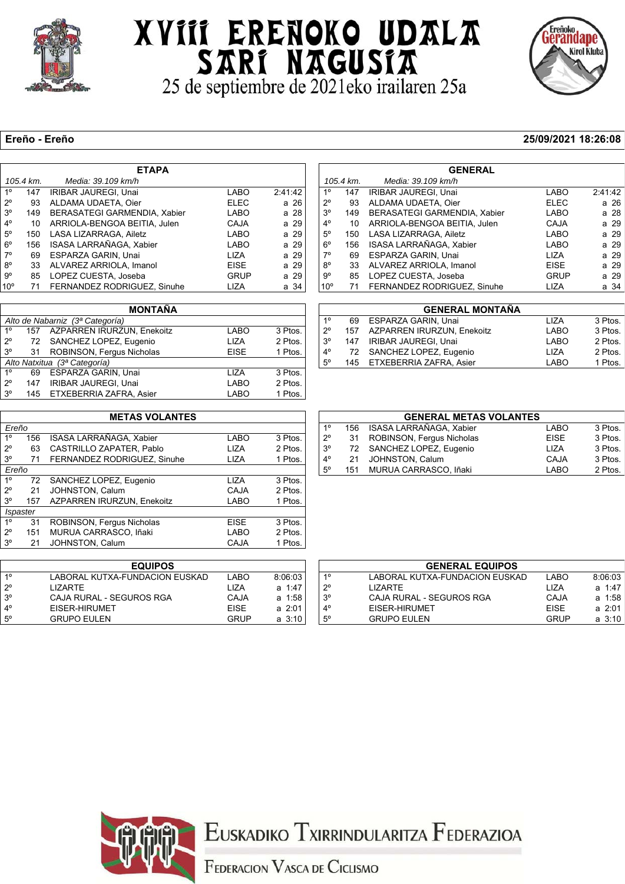# XVIII EREÑOKO UDALA SARI NAGUSIA

25 de septiembre de 2021eko irailaren 25a

**Ereño - Ereño** — **25/09/2021 18:26:08**

## ETAPA

*105.4 km. Media: 39.109 km/h*

| | | | | |
|---|---|---|---|---|
| 1º | 147 | IRIBAR JAUREGI, Unai | LABO | 2:41:42 |
| 2º | 93 | ALDAMA UDAETA, Oier | ELEC | a 26 |
| 3º | 149 | BERASATEGI GARMENDIA, Xabier | LABO | a 28 |
| 4º | 10 | ARRIOLA-BENGOA BEITIA, Julen | CAJA | a 29 |
| 5º | 150 | LASA LIZARRAGA, Ailetz | LABO | a 29 |
| 6º | 156 | ISASA LARRAÑAGA, Xabier | LABO | a 29 |
| 7º | 69 | ESPARZA GARIN, Unai | LIZA | a 29 |
| 8º | 33 | ALVAREZ ARRIOLA, Imanol | EISE | a 29 |
| 9º | 85 | LOPEZ CUESTA, Joseba | GRUP | a 29 |
| 10º | 71 | FERNANDEZ RODRIGUEZ, Sinuhe | LIZA | a 34 |

## GENERAL

*105.4 km. Media: 39.109 km/h*

| | | | | |
|---|---|---|---|---|
| 1º | 147 | IRIBAR JAUREGI, Unai | LABO | 2:41:42 |
| 2º | 93 | ALDAMA UDAETA, Oier | ELEC | a 26 |
| 3º | 149 | BERASATEGI GARMENDIA, Xabier | LABO | a 28 |
| 4º | 10 | ARRIOLA-BENGOA BEITIA, Julen | CAJA | a 29 |
| 5º | 150 | LASA LIZARRAGA, Ailetz | LABO | a 29 |
| 6º | 156 | ISASA LARRAÑAGA, Xabier | LABO | a 29 |
| 7º | 69 | ESPARZA GARIN, Unai | LIZA | a 29 |
| 8º | 33 | ALVAREZ ARRIOLA, Imanol | EISE | a 29 |
| 9º | 85 | LOPEZ CUESTA, Joseba | GRUP | a 29 |
| 10º | 71 | FERNANDEZ RODRIGUEZ, Sinuhe | LIZA | a 34 |

## MONTAÑA

| | | | | |
|---|---|---|---|---|
| *Alto de Nabarniz (3ª Categoría)* | | | | |
| 1º | 157 | AZPARREN IRURZUN, Enekoitz | LABO | 3 Ptos. |
| 2º | 72 | SANCHEZ LOPEZ, Eugenio | LIZA | 2 Ptos. |
| 3º | 31 | ROBINSON, Fergus Nicholas | EISE | 1 Ptos. |
| *Alto Natxitua (3ª Categoría)* | | | | |
| 1º | 69 | ESPARZA GARIN, Unai | LIZA | 3 Ptos. |
| 2º | 147 | IRIBAR JAUREGI, Unai | LABO | 2 Ptos. |
| 3º | 145 | ETXEBERRIA ZAFRA, Asier | LABO | 1 Ptos. |

## GENERAL MONTAÑA

| | | | | |
|---|---|---|---|---|
| 1º | 69 | ESPARZA GARIN, Unai | LIZA | 3 Ptos. |
| 2º | 157 | AZPARREN IRURZUN, Enekoitz | LABO | 3 Ptos. |
| 3º | 147 | IRIBAR JAUREGI, Unai | LABO | 2 Ptos. |
| 4º | 72 | SANCHEZ LOPEZ, Eugenio | LIZA | 2 Ptos. |
| 5º | 145 | ETXEBERRIA ZAFRA, Asier | LABO | 1 Ptos. |

## METAS VOLANTES

| | | | | |
|---|---|---|---|---|
| *Ereño* | | | | |
| 1º | 156 | ISASA LARRAÑAGA, Xabier | LABO | 3 Ptos. |
| 2º | 63 | CASTRILLO ZAPATER, Pablo | LIZA | 2 Ptos. |
| 3º | 71 | FERNANDEZ RODRIGUEZ, Sinuhe | LIZA | 1 Ptos. |
| *Ereño* | | | | |
| 1º | 72 | SANCHEZ LOPEZ, Eugenio | LIZA | 3 Ptos. |
| 2º | 21 | JOHNSTON, Calum | CAJA | 2 Ptos. |
| 3º | 157 | AZPARREN IRURZUN, Enekoitz | LABO | 1 Ptos. |
| *Ispaster* | | | | |
| 1º | 31 | ROBINSON, Fergus Nicholas | EISE | 3 Ptos. |
| 2º | 151 | MURUA CARRASCO, Iñaki | LABO | 2 Ptos. |
| 3º | 21 | JOHNSTON, Calum | CAJA | 1 Ptos. |

## GENERAL METAS VOLANTES

| | | | | |
|---|---|---|---|---|
| 1º | 156 | ISASA LARRAÑAGA, Xabier | LABO | 3 Ptos. |
| 2º | 31 | ROBINSON, Fergus Nicholas | EISE | 3 Ptos. |
| 3º | 72 | SANCHEZ LOPEZ, Eugenio | LIZA | 3 Ptos. |
| 4º | 21 | JOHNSTON, Calum | CAJA | 3 Ptos. |
| 5º | 151 | MURUA CARRASCO, Iñaki | LABO | 2 Ptos. |

## EQUIPOS

| | | | |
|---|---|---|---|
| 1º | LABORAL KUTXA-FUNDACION EUSKAD | LABO | 8:06:03 |
| 2º | LIZARTE | LIZA | a 1:47 |
| 3º | CAJA RURAL - SEGUROS RGA | CAJA | a 1:58 |
| 4º | EISER-HIRUMET | EISE | a 2:01 |
| 5º | GRUPO EULEN | GRUP | a 3:10 |

## GENERAL EQUIPOS

| | | | |
|---|---|---|---|
| 1º | LABORAL KUTXA-FUNDACION EUSKAD | LABO | 8:06:03 |
| 2º | LIZARTE | LIZA | a 1:47 |
| 3º | CAJA RURAL - SEGUROS RGA | CAJA | a 1:58 |
| 4º | EISER-HIRUMET | EISE | a 2:01 |
| 5º | GRUPO EULEN | GRUP | a 3:10 |

EUSKADIKO TXIRRINDULARITZA FEDERAZIOA

FEDERACION VASCA DE CICLISMO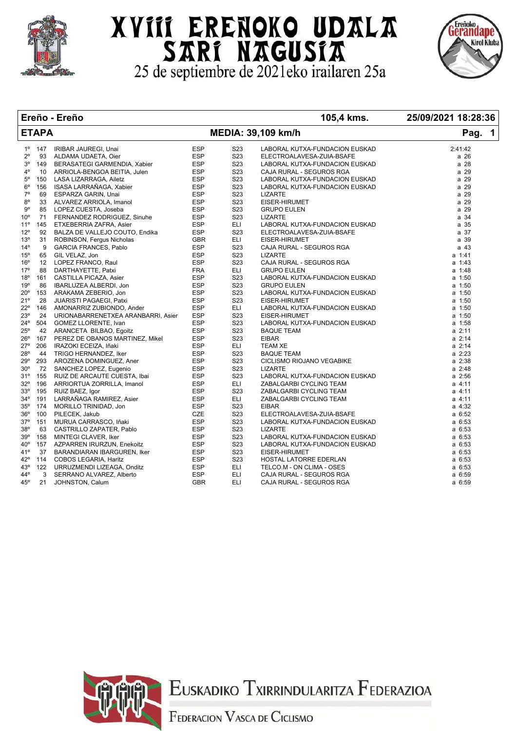# XVIII EREÑOKO UDALA SARI NAGUSIA

25 de septiembre de 2021eko irailaren 25a

| Ereño - Ereño | | | | | | 105,4 kms. | 25/09/2021 18:28:36 |
|---|---|---|---|---|---|---|---|
| **ETAPA** | | | | **MEDIA: 39,109 km/h** | | | **Pag. 1** |
| 1º | 147 | IRIBAR JAUREGI, Unai | ESP | S23 | LABORAL KUTXA-FUNDACION EUSKAD | | 2:41:42 |
| 2º | 93 | ALDAMA UDAETA, Oier | ESP | S23 | ELECTROALAVESA-ZUIA-BSAFE | | a 26 |
| 3º | 149 | BERASATEGI GARMENDIA, Xabier | ESP | S23 | LABORAL KUTXA-FUNDACION EUSKAD | | a 28 |
| 4º | 10 | ARRIOLA-BENGOA BEITIA, Julen | ESP | S23 | CAJA RURAL - SEGUROS RGA | | a 29 |
| 5º | 150 | LASA LIZARRAGA, Ailetz | ESP | S23 | LABORAL KUTXA-FUNDACION EUSKAD | | a 29 |
| 6º | 156 | ISASA LARRAÑAGA, Xabier | ESP | S23 | LABORAL KUTXA-FUNDACION EUSKAD | | a 29 |
| 7º | 69 | ESPARZA GARIN, Unai | ESP | S23 | LIZARTE | | a 29 |
| 8º | 33 | ALVAREZ ARRIOLA, Imanol | ESP | S23 | EISER-HIRUMET | | a 29 |
| 9º | 85 | LOPEZ CUESTA, Joseba | ESP | S23 | GRUPO EULEN | | a 29 |
| 10º | 71 | FERNANDEZ RODRIGUEZ, Sinuhe | ESP | S23 | LIZARTE | | a 34 |
| 11º | 145 | ETXEBERRIA ZAFRA, Asier | ESP | ELI | LABORAL KUTXA-FUNDACION EUSKAD | | a 35 |
| 12º | 92 | BALZA DE VALLEJO COUTO, Endika | ESP | S23 | ELECTROALAVESA-ZUIA-BSAFE | | a 37 |
| 13º | 31 | ROBINSON, Fergus Nicholas | GBR | ELI | EISER-HIRUMET | | a 39 |
| 14º | 9 | GARCIA FRANCES, Pablo | ESP | S23 | CAJA RURAL - SEGUROS RGA | | a 43 |
| 15º | 65 | GIL VELAZ, Jon | ESP | S23 | LIZARTE | | a 1:41 |
| 16º | 12 | LOPEZ FRANCO, Raul | ESP | S23 | CAJA RURAL - SEGUROS RGA | | a 1:43 |
| 17º | 88 | DARTHAYETTE, Patxi | FRA | ELI | GRUPO EULEN | | a 1:48 |
| 18º | 161 | CASTILLA PICAZA, Asier | ESP | S23 | LABORAL KUTXA-FUNDACION EUSKAD | | a 1:50 |
| 19º | 86 | IBARLUZEA ALBERDI, Jon | ESP | S23 | GRUPO EULEN | | a 1:50 |
| 20º | 153 | ARAKAMA ZEBERIO, Jon | ESP | S23 | LABORAL KUTXA-FUNDACION EUSKAD | | a 1:50 |
| 21º | 28 | JUARISTI PAGAEGI, Patxi | ESP | S23 | EISER-HIRUMET | | a 1:50 |
| 22º | 146 | AMONARRIZ ZUBIONDO, Ander | ESP | ELI | LABORAL KUTXA-FUNDACION EUSKAD | | a 1:50 |
| 23º | 24 | URIONABARRENETXEA ARANBARRI, Asier | ESP | S23 | EISER-HIRUMET | | a 1:50 |
| 24º | 504 | GOMEZ LLORENTE, Ivan | ESP | S23 | LABORAL KUTXA-FUNDACION EUSKAD | | a 1:58 |
| 25º | 42 | ARANCETA BILBAO, Egoitz | ESP | S23 | BAQUE TEAM | | a 2:11 |
| 26º | 167 | PEREZ DE OBANOS MARTINEZ, Mikel | ESP | S23 | EIBAR | | a 2:14 |
| 27º | 206 | IRAZOKI ECEIZA, Iñaki | ESP | ELI | TEAM XE | | a 2:14 |
| 28º | 44 | TRIGO HERNANDEZ, Iker | ESP | S23 | BAQUE TEAM | | a 2:23 |
| 29º | 293 | AROZENA DOMINGUEZ, Aner | ESP | S23 | CICLISMO RIOJANO VEGABIKE | | a 2:38 |
| 30º | 72 | SANCHEZ LOPEZ, Eugenio | ESP | S23 | LIZARTE | | a 2:48 |
| 31º | 155 | RUIZ DE ARCAUTE CUESTA, Ibai | ESP | S23 | LABORAL KUTXA-FUNDACION EUSKAD | | a 2:56 |
| 32º | 196 | ARRIORTUA ZORRILLA, Imanol | ESP | ELI | ZABALGARBI CYCLING TEAM | | a 4:11 |
| 33º | 195 | RUIZ BAEZ, Igor | ESP | S23 | ZABALGARBI CYCLING TEAM | | a 4:11 |
| 34º | 191 | LARRAÑAGA RAMIREZ, Asier | ESP | ELI | ZABALGARBI CYCLING TEAM | | a 4:11 |
| 35º | 174 | MORILLO TRINIDAD, Jon | ESP | S23 | EIBAR | | a 4:32 |
| 36º | 100 | PILECEK, Jakub | CZE | S23 | ELECTROALAVESA-ZUIA-BSAFE | | a 6:52 |
| 37º | 151 | MURUA CARRASCO, Iñaki | ESP | S23 | LABORAL KUTXA-FUNDACION EUSKAD | | a 6:53 |
| 38º | 63 | CASTRILLO ZAPATER, Pablo | ESP | S23 | LIZARTE | | a 6:53 |
| 39º | 158 | MINTEGI CLAVER, Iker | ESP | S23 | LABORAL KUTXA-FUNDACION EUSKAD | | a 6:53 |
| 40º | 157 | AZPARREN IRURZUN, Enekoitz | ESP | S23 | LABORAL KUTXA-FUNDACION EUSKAD | | a 6:53 |
| 41º | 37 | BARANDIARAN IBARGUREN, Iker | ESP | S23 | EISER-HIRUMET | | a 6:53 |
| 42º | 114 | COBOS LEGARIA, Haritz | ESP | S23 | HOSTAL LATORRE EDERLAN | | a 6:53 |
| 43º | 122 | URRUZMENDI LIZEAGA, Onditz | ESP | ELI | TELCO.M - ON CLIMA - OSES | | a 6:53 |
| 44º | 3 | SERRANO ALVAREZ, Alberto | ESP | ELI | CAJA RURAL - SEGUROS RGA | | a 6:59 |
| 45º | 21 | JOHNSTON, Calum | GBR | ELI | CAJA RURAL - SEGUROS RGA | | a 6:59 |

EUSKADIKO TXIRRINDULARITZA FEDERAZIOA

FEDERACION VASCA DE CICLISMO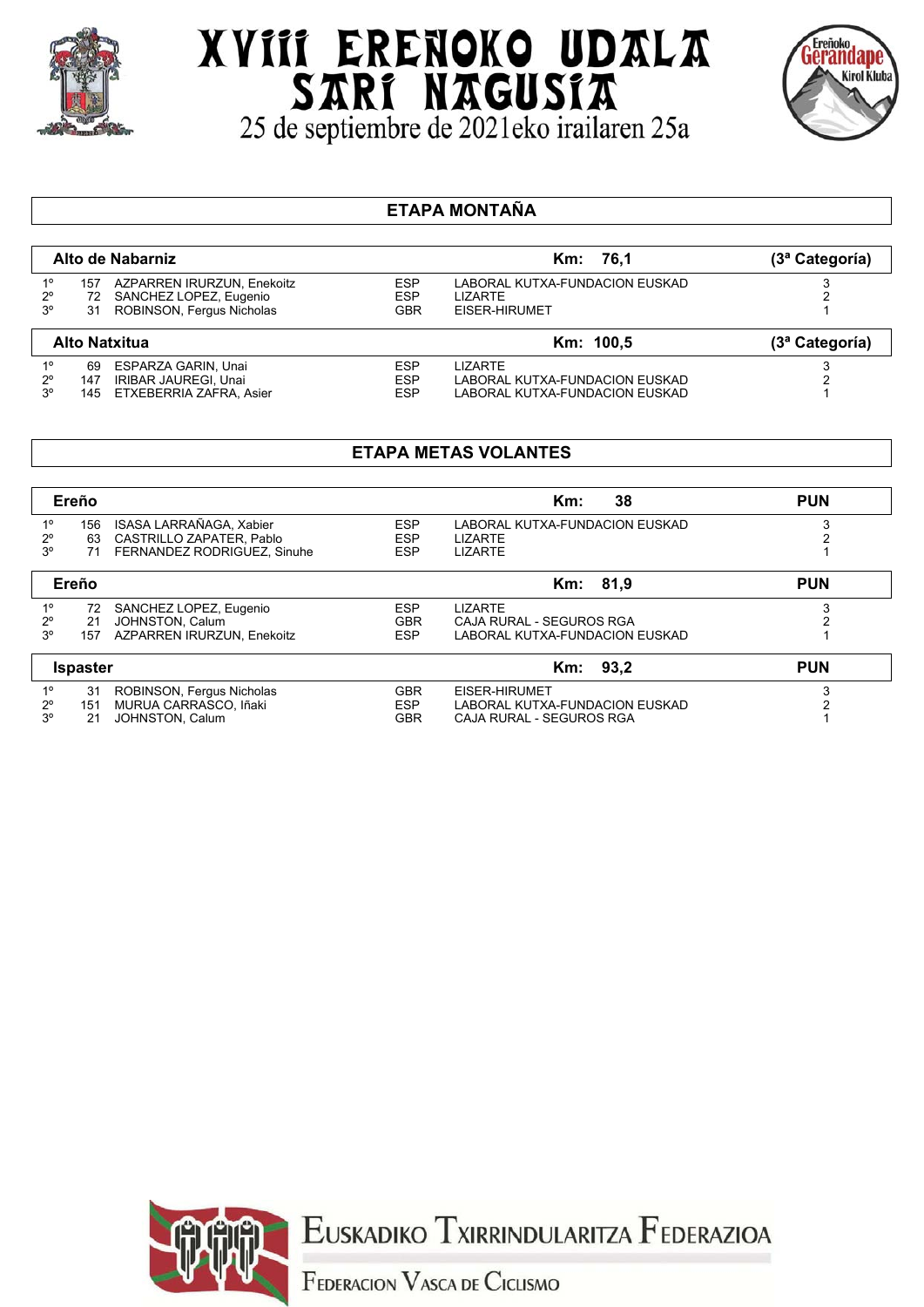# XVIII EREÑOKO UDALA SARI NAGUSIA

25 de septiembre de 2021eko irailaren 25a

## ETAPA MONTAÑA

| Alto de Nabarniz | | | | Km: 76,1 | (3ª Categoría) |
|---|---|---|---|---|---|
| 1º | 157 | AZPARREN IRURZUN, Enekoitz | ESP | LABORAL KUTXA-FUNDACION EUSKAD | 3 |
| 2º | 72 | SANCHEZ LOPEZ, Eugenio | ESP | LIZARTE | 2 |
| 3º | 31 | ROBINSON, Fergus Nicholas | GBR | EISER-HIRUMET | 1 |

| Alto Natxitua | | | | Km: 100,5 | (3ª Categoría) |
|---|---|---|---|---|---|
| 1º | 69 | ESPARZA GARIN, Unai | ESP | LIZARTE | 3 |
| 2º | 147 | IRIBAR JAUREGI, Unai | ESP | LABORAL KUTXA-FUNDACION EUSKAD | 2 |
| 3º | 145 | ETXEBERRIA ZAFRA, Asier | ESP | LABORAL KUTXA-FUNDACION EUSKAD | 1 |

## ETAPA METAS VOLANTES

| Ereño | | | | Km: 38 | PUN |
|---|---|---|---|---|---|
| 1º | 156 | ISASA LARRAÑAGA, Xabier | ESP | LABORAL KUTXA-FUNDACION EUSKAD | 3 |
| 2º | 63 | CASTRILLO ZAPATER, Pablo | ESP | LIZARTE | 2 |
| 3º | 71 | FERNANDEZ RODRIGUEZ, Sinuhe | ESP | LIZARTE | 1 |

| Ereño | | | | Km: 81,9 | PUN |
|---|---|---|---|---|---|
| 1º | 72 | SANCHEZ LOPEZ, Eugenio | ESP | LIZARTE | 3 |
| 2º | 21 | JOHNSTON, Calum | GBR | CAJA RURAL - SEGUROS RGA | 2 |
| 3º | 157 | AZPARREN IRURZUN, Enekoitz | ESP | LABORAL KUTXA-FUNDACION EUSKAD | 1 |

| Ispaster | | | | Km: 93,2 | PUN |
|---|---|---|---|---|---|
| 1º | 31 | ROBINSON, Fergus Nicholas | GBR | EISER-HIRUMET | 3 |
| 2º | 151 | MURUA CARRASCO, Iñaki | ESP | LABORAL KUTXA-FUNDACION EUSKAD | 2 |
| 3º | 21 | JOHNSTON, Calum | GBR | CAJA RURAL - SEGUROS RGA | 1 |

EUSKADIKO TXIRRINDULARITZA FEDERAZIOA

FEDERACION VASCA DE CICLISMO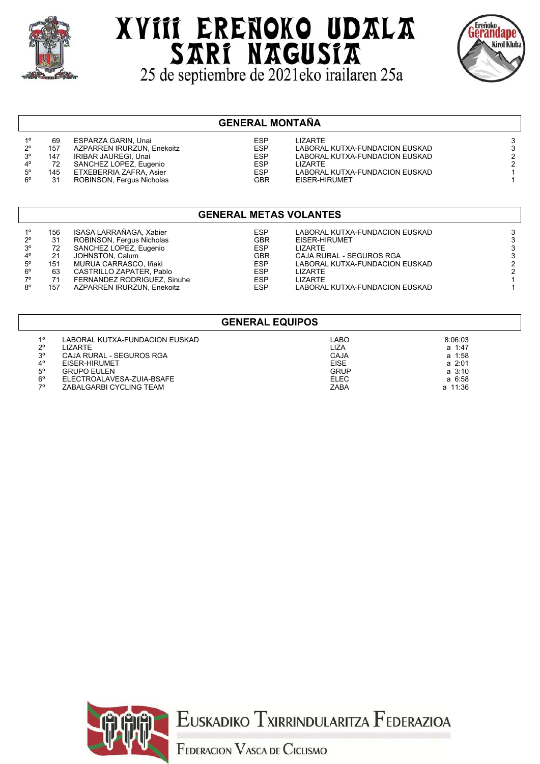# XVIII EREÑOKO UDALA SARI NAGUSIA

25 de septiembre de 2021eko irailaren 25a

## GENERAL MONTAÑA

| | | | | | |
|---|---|---|---|---|---|
| 1º | 69 | ESPARZA GARIN, Unai | ESP | LIZARTE | 3 |
| 2º | 157 | AZPARREN IRURZUN, Enekoitz | ESP | LABORAL KUTXA-FUNDACION EUSKAD | 3 |
| 3º | 147 | IRIBAR JAUREGI, Unai | ESP | LABORAL KUTXA-FUNDACION EUSKAD | 2 |
| 4º | 72 | SANCHEZ LOPEZ, Eugenio | ESP | LIZARTE | 2 |
| 5º | 145 | ETXEBERRIA ZAFRA, Asier | ESP | LABORAL KUTXA-FUNDACION EUSKAD | 1 |
| 6º | 31 | ROBINSON, Fergus Nicholas | GBR | EISER-HIRUMET | 1 |

## GENERAL METAS VOLANTES

| | | | | | |
|---|---|---|---|---|---|
| 1º | 156 | ISASA LARRAÑAGA, Xabier | ESP | LABORAL KUTXA-FUNDACION EUSKAD | 3 |
| 2º | 31 | ROBINSON, Fergus Nicholas | GBR | EISER-HIRUMET | 3 |
| 3º | 72 | SANCHEZ LOPEZ, Eugenio | ESP | LIZARTE | 3 |
| 4º | 21 | JOHNSTON, Calum | GBR | CAJA RURAL - SEGUROS RGA | 3 |
| 5º | 151 | MURUA CARRASCO, Iñaki | ESP | LABORAL KUTXA-FUNDACION EUSKAD | 2 |
| 6º | 63 | CASTRILLO ZAPATER, Pablo | ESP | LIZARTE | 2 |
| 7º | 71 | FERNANDEZ RODRIGUEZ, Sinuhe | ESP | LIZARTE | 1 |
| 8º | 157 | AZPARREN IRURZUN, Enekoitz | ESP | LABORAL KUTXA-FUNDACION EUSKAD | 1 |

## GENERAL EQUIPOS

| | | | |
|---|---|---|---|
| 1º | LABORAL KUTXA-FUNDACION EUSKAD | LABO | 8:06:03 |
| 2º | LIZARTE | LIZA | a 1:47 |
| 3º | CAJA RURAL - SEGUROS RGA | CAJA | a 1:58 |
| 4º | EISER-HIRUMET | EISE | a 2:01 |
| 5º | GRUPO EULEN | GRUP | a 3:10 |
| 6º | ELECTROALAVESA-ZUIA-BSAFE | ELEC | a 6:58 |
| 7º | ZABALGARBI CYCLING TEAM | ZABA | a 11:36 |

EUSKADIKO TXIRRINDULARITZA FEDERAZIOA

FEDERACION VASCA DE CICLISMO